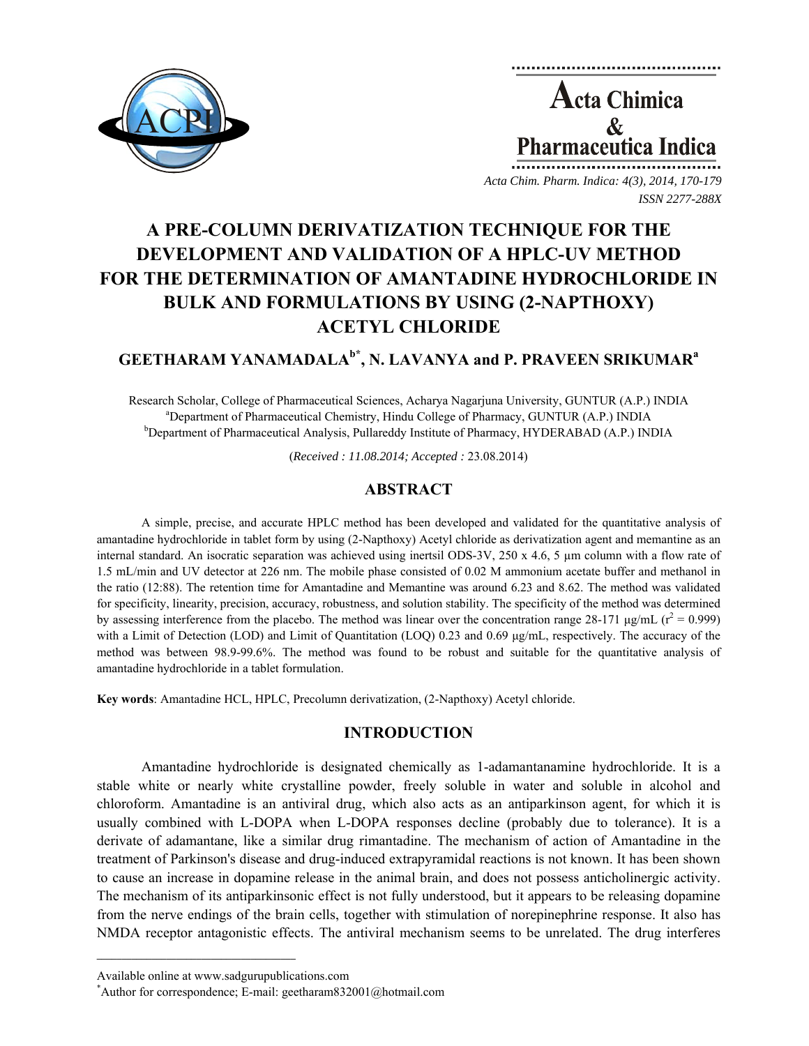# A PRE-COLUMN DERIVATIZATION TECHNIQUE FOR THE DEVELOPMENT AND VALIDATION OF A HPLC-UV METHOD FOR THE DETERMINATION OF AMANTADINE HYDROCHLORIDE IN BULK AND FORMULATIONS BY USING (2-NAPTHOXY) ACETYL CHLORIDE

**GEETHARAM YANAMADALA[b*], N. LAVANYA and P. PRAVEEN SRIKUMAR[a]**

Research Scholar, College of Pharmaceutical Sciences, Acharya Nagarjuna University, GUNTUR (A.P.) INDIA
[a]Department of Pharmaceutical Chemistry, Hindu College of Pharmacy, GUNTUR (A.P.) INDIA
[b]Department of Pharmaceutical Analysis, Pullareddy Institute of Pharmacy, HYDERABAD (A.P.) INDIA

(*Received : 11.08.2014; Accepted :* 23.08.2014)

## ABSTRACT

A simple, precise, and accurate HPLC method has been developed and validated for the quantitative analysis of amantadine hydrochloride in tablet form by using (2-Napthoxy) Acetyl chloride as derivatization agent and memantine as an internal standard. An isocratic separation was achieved using inertsil ODS-3V, 250 x 4.6, 5 µm column with a flow rate of 1.5 mL/min and UV detector at 226 nm. The mobile phase consisted of 0.02 M ammonium acetate buffer and methanol in the ratio (12:88). The retention time for Amantadine and Memantine was around 6.23 and 8.62. The method was validated for specificity, linearity, precision, accuracy, robustness, and solution stability. The specificity of the method was determined by assessing interference from the placebo. The method was linear over the concentration range 28-171 µg/mL ($r^2$ = 0.999) with a Limit of Detection (LOD) and Limit of Quantitation (LOQ) 0.23 and 0.69 µg/mL, respectively. The accuracy of the method was between 98.9-99.6%. The method was found to be robust and suitable for the quantitative analysis of amantadine hydrochloride in a tablet formulation.

**Key words**: Amantadine HCL, HPLC, Precolumn derivatization, (2-Napthoxy) Acetyl chloride.

## INTRODUCTION

Amantadine hydrochloride is designated chemically as 1-adamantanamine hydrochloride. It is a stable white or nearly white crystalline powder, freely soluble in water and soluble in alcohol and chloroform. Amantadine is an antiviral drug, which also acts as an antiparkinson agent, for which it is usually combined with L-DOPA when L-DOPA responses decline (probably due to tolerance). It is a derivate of adamantane, like a similar drug rimantadine. The mechanism of action of Amantadine in the treatment of Parkinson's disease and drug-induced extrapyramidal reactions is not known. It has been shown to cause an increase in dopamine release in the animal brain, and does not possess anticholinergic activity. The mechanism of its antiparkinsonic effect is not fully understood, but it appears to be releasing dopamine from the nerve endings of the brain cells, together with stimulation of norepinephrine response. It also has NMDA receptor antagonistic effects. The antiviral mechanism seems to be unrelated. The drug interferes

---

Available online at www.sadgurupublications.com
*Author for correspondence; E-mail: geetharam832001@hotmail.com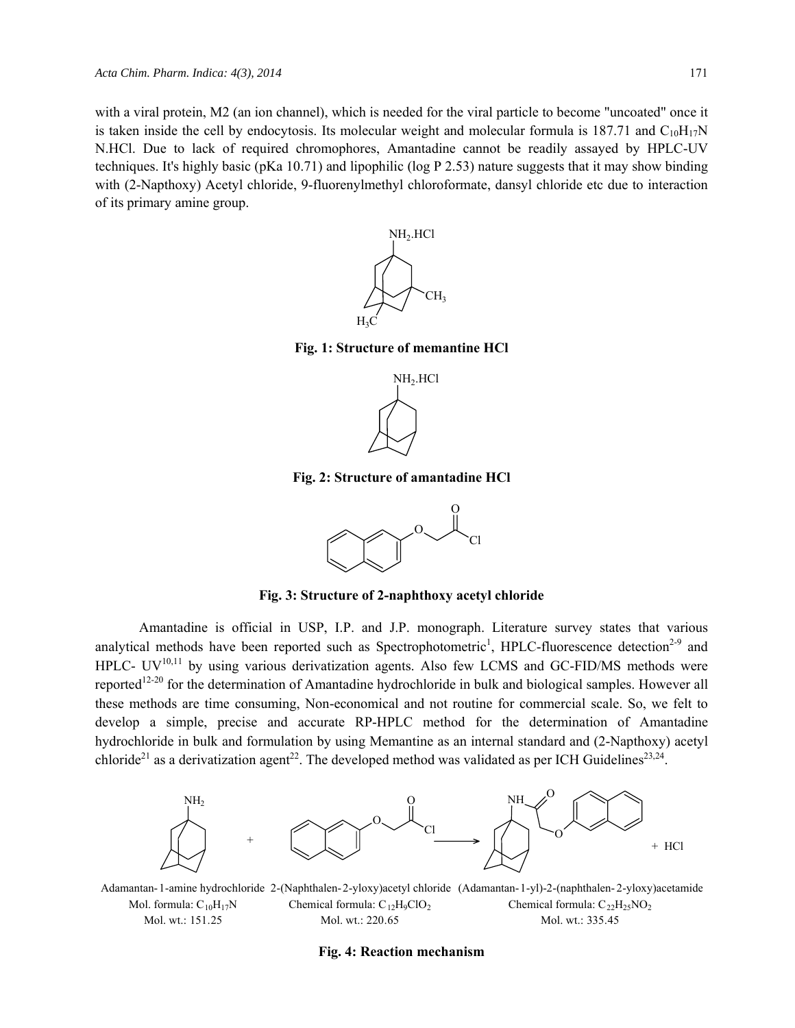with a viral protein, M2 (an ion channel), which is needed for the viral particle to become "uncoated" once it is taken inside the cell by endocytosis. Its molecular weight and molecular formula is 187.71 and $C_{10}H_{17}N$ N.HCl. Due to lack of required chromophores, Amantadine cannot be readily assayed by HPLC-UV techniques. It's highly basic (pKa 10.71) and lipophilic (log P 2.53) nature suggests that it may show binding with (2-Napthoxy) Acetyl chloride, 9-fluorenylmethyl chloroformate, dansyl chloride etc due to interaction of its primary amine group.

**Fig. 1: Structure of memantine HCl**

**Fig. 2: Structure of amantadine HCl**

**Fig. 3: Structure of 2-naphthoxy acetyl chloride**

Amantadine is official in USP, I.P. and J.P. monograph. Literature survey states that various analytical methods have been reported such as Spectrophotometric[1], HPLC-fluorescence detection[2-9] and HPLC- UV[10,11] by using various derivatization agents. Also few LCMS and GC-FID/MS methods were reported[12-20] for the determination of Amantadine hydrochloride in bulk and biological samples. However all these methods are time consuming, Non-economical and not routine for commercial scale. So, we felt to develop a simple, precise and accurate RP-HPLC method for the determination of Amantadine hydrochloride in bulk and formulation by using Memantine as an internal standard and (2-Napthoxy) acetyl chloride[21] as a derivatization agent[22]. The developed method was validated as per ICH Guidelines[23,24].

Adamantan-1-amine hydrochloride + 2-(Naphthalen-2-yloxy)acetyl chloride → (Adamantan-1-yl)-2-(naphthalen-2-yloxy)acetamide + HCl

| Adamantan-1-amine hydrochloride | 2-(Naphthalen-2-yloxy)acetyl chloride | (Adamantan-1-yl)-2-(naphthalen-2-yloxy)acetamide |
|---|---|---|
| Mol. formula: $C_{10}H_{17}N$ | Chemical formula: $C_{12}H_9ClO_2$ | Chemical formula: $C_{22}H_{25}NO_2$ |
| Mol. wt.: 151.25 | Mol. wt.: 220.65 | Mol. wt.: 335.45 |

**Fig. 4: Reaction mechanism**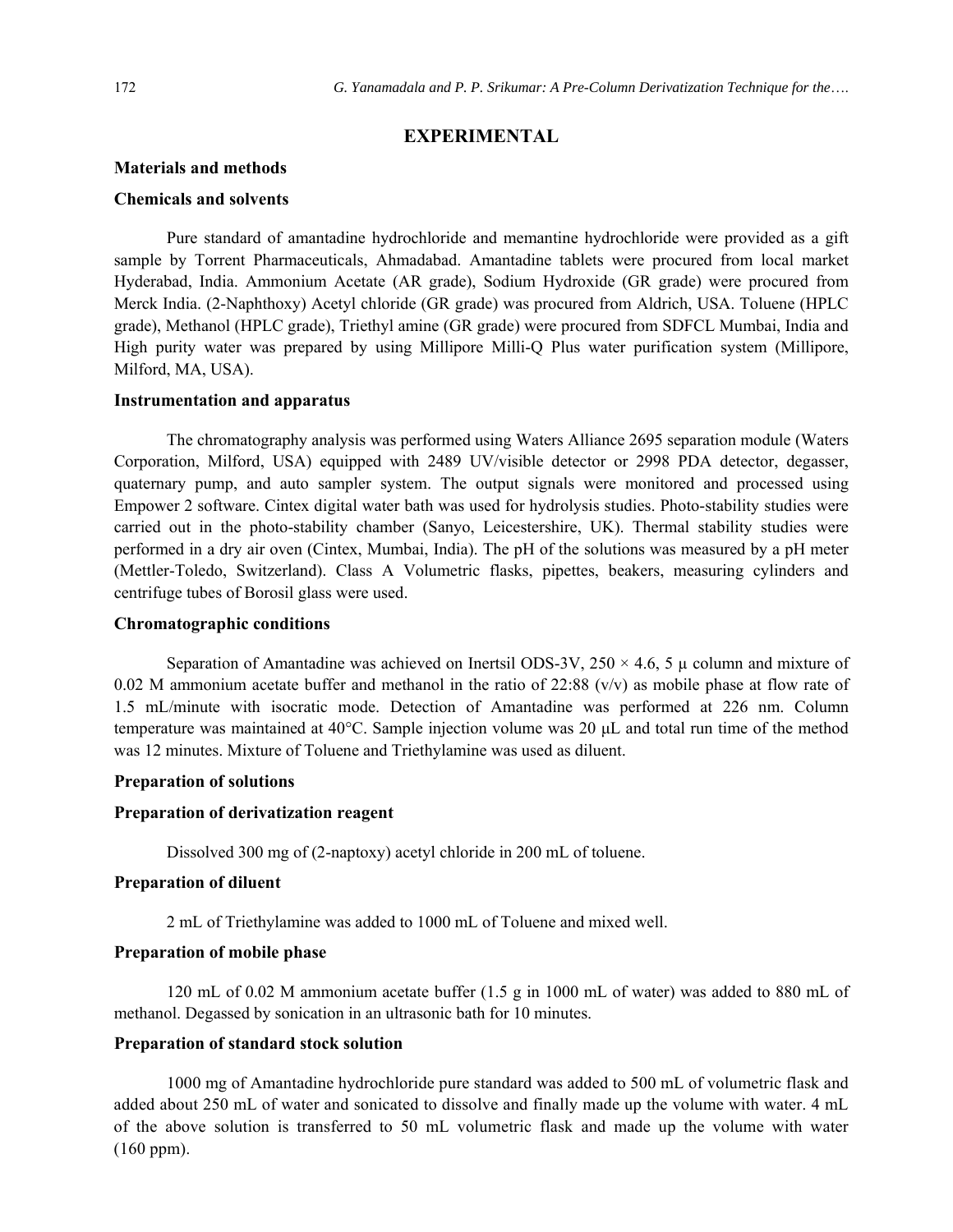## EXPERIMENTAL

### Materials and methods

### Chemicals and solvents

Pure standard of amantadine hydrochloride and memantine hydrochloride were provided as a gift sample by Torrent Pharmaceuticals, Ahmadabad. Amantadine tablets were procured from local market Hyderabad, India. Ammonium Acetate (AR grade), Sodium Hydroxide (GR grade) were procured from Merck India. (2-Naphthoxy) Acetyl chloride (GR grade) was procured from Aldrich, USA. Toluene (HPLC grade), Methanol (HPLC grade), Triethyl amine (GR grade) were procured from SDFCL Mumbai, India and High purity water was prepared by using Millipore Milli-Q Plus water purification system (Millipore, Milford, MA, USA).

### Instrumentation and apparatus

The chromatography analysis was performed using Waters Alliance 2695 separation module (Waters Corporation, Milford, USA) equipped with 2489 UV/visible detector or 2998 PDA detector, degasser, quaternary pump, and auto sampler system. The output signals were monitored and processed using Empower 2 software. Cintex digital water bath was used for hydrolysis studies. Photo-stability studies were carried out in the photo-stability chamber (Sanyo, Leicestershire, UK). Thermal stability studies were performed in a dry air oven (Cintex, Mumbai, India). The pH of the solutions was measured by a pH meter (Mettler-Toledo, Switzerland). Class A Volumetric flasks, pipettes, beakers, measuring cylinders and centrifuge tubes of Borosil glass were used.

### Chromatographic conditions

Separation of Amantadine was achieved on Inertsil ODS-3V, 250 × 4.6, 5 µ column and mixture of 0.02 M ammonium acetate buffer and methanol in the ratio of 22:88 (v/v) as mobile phase at flow rate of 1.5 mL/minute with isocratic mode. Detection of Amantadine was performed at 226 nm. Column temperature was maintained at 40°C. Sample injection volume was 20 µL and total run time of the method was 12 minutes. Mixture of Toluene and Triethylamine was used as diluent.

### Preparation of solutions

### Preparation of derivatization reagent

Dissolved 300 mg of (2-naptoxy) acetyl chloride in 200 mL of toluene.

### Preparation of diluent

2 mL of Triethylamine was added to 1000 mL of Toluene and mixed well.

### Preparation of mobile phase

120 mL of 0.02 M ammonium acetate buffer (1.5 g in 1000 mL of water) was added to 880 mL of methanol. Degassed by sonication in an ultrasonic bath for 10 minutes.

### Preparation of standard stock solution

1000 mg of Amantadine hydrochloride pure standard was added to 500 mL of volumetric flask and added about 250 mL of water and sonicated to dissolve and finally made up the volume with water. 4 mL of the above solution is transferred to 50 mL volumetric flask and made up the volume with water (160 ppm).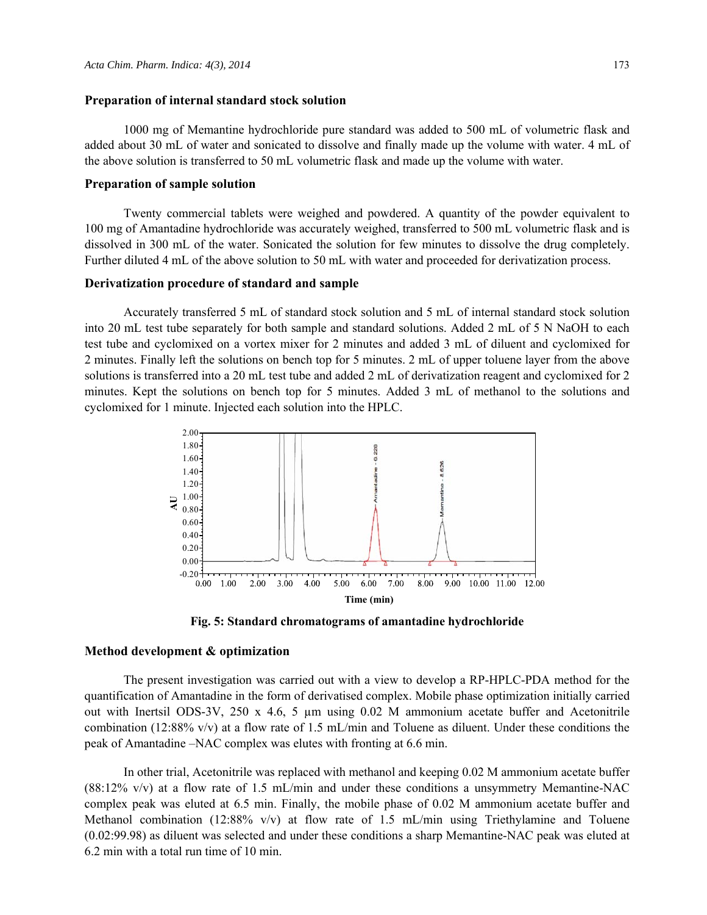### Preparation of internal standard stock solution

1000 mg of Memantine hydrochloride pure standard was added to 500 mL of volumetric flask and added about 30 mL of water and sonicated to dissolve and finally made up the volume with water. 4 mL of the above solution is transferred to 50 mL volumetric flask and made up the volume with water.

### Preparation of sample solution

Twenty commercial tablets were weighed and powdered. A quantity of the powder equivalent to 100 mg of Amantadine hydrochloride was accurately weighed, transferred to 500 mL volumetric flask and is dissolved in 300 mL of the water. Sonicated the solution for few minutes to dissolve the drug completely. Further diluted 4 mL of the above solution to 50 mL with water and proceeded for derivatization process.

### Derivatization procedure of standard and sample

Accurately transferred 5 mL of standard stock solution and 5 mL of internal standard stock solution into 20 mL test tube separately for both sample and standard solutions. Added 2 mL of 5 N NaOH to each test tube and cyclomixed on a vortex mixer for 2 minutes and added 3 mL of diluent and cyclomixed for 2 minutes. Finally left the solutions on bench top for 5 minutes. 2 mL of upper toluene layer from the above solutions is transferred into a 20 mL test tube and added 2 mL of derivatization reagent and cyclomixed for 2 minutes. Kept the solutions on bench top for 5 minutes. Added 3 mL of methanol to the solutions and cyclomixed for 1 minute. Injected each solution into the HPLC.

**Fig. 5: Standard chromatograms of amantadine hydrochloride**

### Method development & optimization

The present investigation was carried out with a view to develop a RP-HPLC-PDA method for the quantification of Amantadine in the form of derivatised complex. Mobile phase optimization initially carried out with Inertsil ODS-3V, 250 x 4.6, 5 µm using 0.02 M ammonium acetate buffer and Acetonitrile combination (12:88% v/v) at a flow rate of 1.5 mL/min and Toluene as diluent. Under these conditions the peak of Amantadine –NAC complex was elutes with fronting at 6.6 min.

In other trial, Acetonitrile was replaced with methanol and keeping 0.02 M ammonium acetate buffer (88:12% v/v) at a flow rate of 1.5 mL/min and under these conditions a unsymmetry Memantine-NAC complex peak was eluted at 6.5 min. Finally, the mobile phase of 0.02 M ammonium acetate buffer and Methanol combination (12:88% v/v) at flow rate of 1.5 mL/min using Triethylamine and Toluene (0.02:99.98) as diluent was selected and under these conditions a sharp Memantine-NAC peak was eluted at 6.2 min with a total run time of 10 min.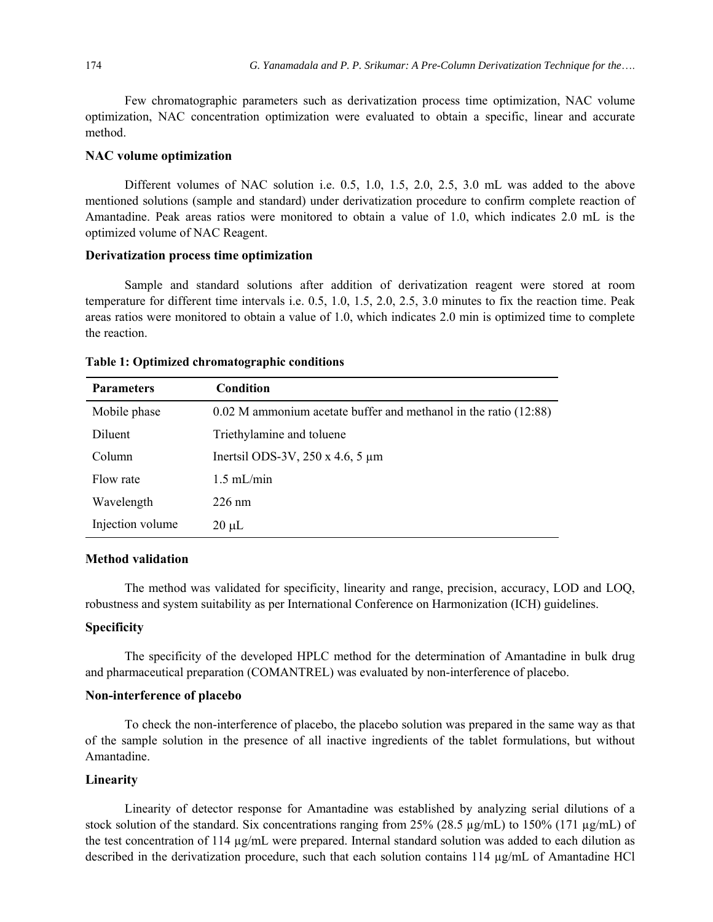Few chromatographic parameters such as derivatization process time optimization, NAC volume optimization, NAC concentration optimization were evaluated to obtain a specific, linear and accurate method.

### NAC volume optimization

Different volumes of NAC solution i.e. 0.5, 1.0, 1.5, 2.0, 2.5, 3.0 mL was added to the above mentioned solutions (sample and standard) under derivatization procedure to confirm complete reaction of Amantadine. Peak areas ratios were monitored to obtain a value of 1.0, which indicates 2.0 mL is the optimized volume of NAC Reagent.

### Derivatization process time optimization

Sample and standard solutions after addition of derivatization reagent were stored at room temperature for different time intervals i.e. 0.5, 1.0, 1.5, 2.0, 2.5, 3.0 minutes to fix the reaction time. Peak areas ratios were monitored to obtain a value of 1.0, which indicates 2.0 min is optimized time to complete the reaction.

**Table 1: Optimized chromatographic conditions**

| Parameters | Condition |
|---|---|
| Mobile phase | 0.02 M ammonium acetate buffer and methanol in the ratio (12:88) |
| Diluent | Triethylamine and toluene |
| Column | Inertsil ODS-3V, 250 x 4.6, 5 µm |
| Flow rate | 1.5 mL/min |
| Wavelength | 226 nm |
| Injection volume | 20 µL |

### Method validation

The method was validated for specificity, linearity and range, precision, accuracy, LOD and LOQ, robustness and system suitability as per International Conference on Harmonization (ICH) guidelines.

### Specificity

The specificity of the developed HPLC method for the determination of Amantadine in bulk drug and pharmaceutical preparation (COMANTREL) was evaluated by non-interference of placebo.

### Non-interference of placebo

To check the non-interference of placebo, the placebo solution was prepared in the same way as that of the sample solution in the presence of all inactive ingredients of the tablet formulations, but without Amantadine.

### Linearity

Linearity of detector response for Amantadine was established by analyzing serial dilutions of a stock solution of the standard. Six concentrations ranging from 25% (28.5 µg/mL) to 150% (171 µg/mL) of the test concentration of 114 µg/mL were prepared. Internal standard solution was added to each dilution as described in the derivatization procedure, such that each solution contains 114 µg/mL of Amantadine HCl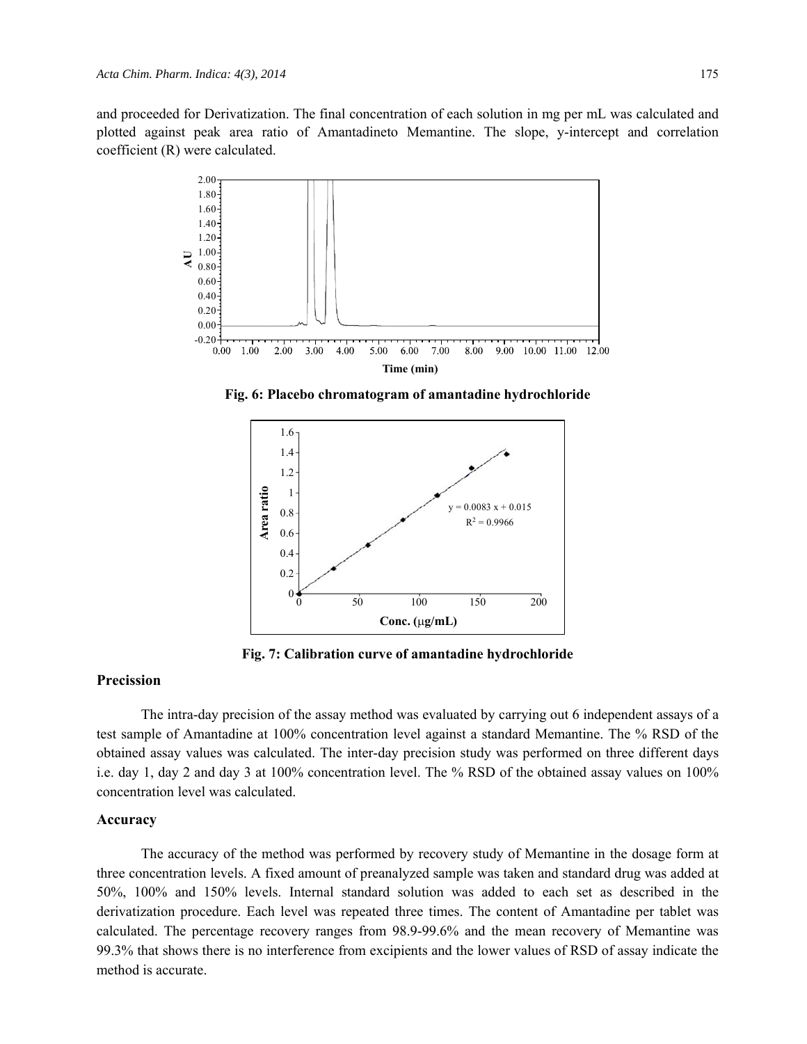and proceeded for Derivatization. The final concentration of each solution in mg per mL was calculated and plotted against peak area ratio of Amantadineto Memantine. The slope, y-intercept and correlation coefficient (R) were calculated.

**Fig. 6: Placebo chromatogram of amantadine hydrochloride**

**Fig. 7: Calibration curve of amantadine hydrochloride**

## Precission

The intra-day precision of the assay method was evaluated by carrying out 6 independent assays of a test sample of Amantadine at 100% concentration level against a standard Memantine. The % RSD of the obtained assay values was calculated. The inter-day precision study was performed on three different days i.e. day 1, day 2 and day 3 at 100% concentration level. The % RSD of the obtained assay values on 100% concentration level was calculated.

## Accuracy

The accuracy of the method was performed by recovery study of Memantine in the dosage form at three concentration levels. A fixed amount of preanalyzed sample was taken and standard drug was added at 50%, 100% and 150% levels. Internal standard solution was added to each set as described in the derivatization procedure. Each level was repeated three times. The content of Amantadine per tablet was calculated. The percentage recovery ranges from 98.9-99.6% and the mean recovery of Memantine was 99.3% that shows there is no interference from excipients and the lower values of RSD of assay indicate the method is accurate.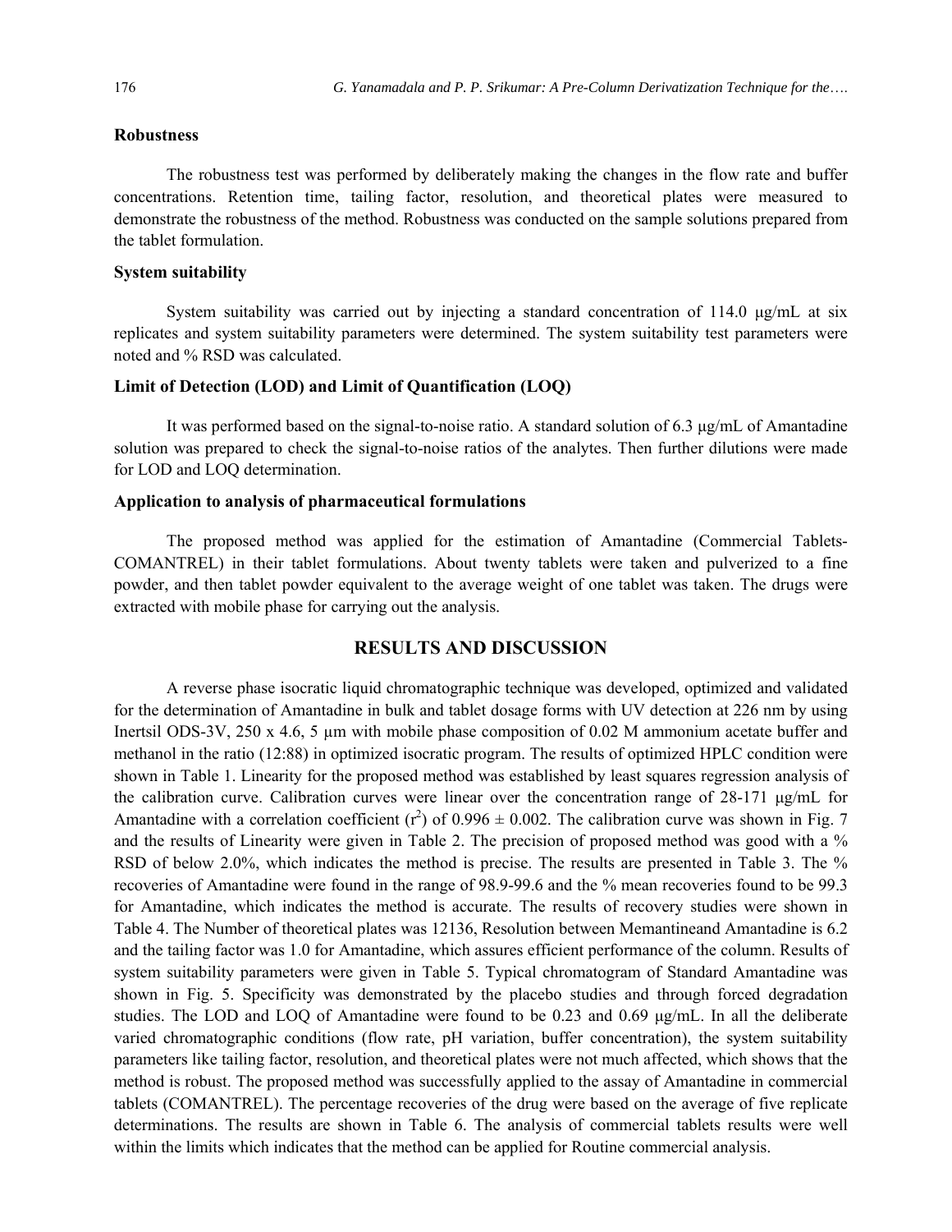### Robustness

The robustness test was performed by deliberately making the changes in the flow rate and buffer concentrations. Retention time, tailing factor, resolution, and theoretical plates were measured to demonstrate the robustness of the method. Robustness was conducted on the sample solutions prepared from the tablet formulation.

### System suitability

System suitability was carried out by injecting a standard concentration of 114.0 µg/mL at six replicates and system suitability parameters were determined. The system suitability test parameters were noted and % RSD was calculated.

### Limit of Detection (LOD) and Limit of Quantification (LOQ)

It was performed based on the signal-to-noise ratio. A standard solution of 6.3 µg/mL of Amantadine solution was prepared to check the signal-to-noise ratios of the analytes. Then further dilutions were made for LOD and LOQ determination.

### Application to analysis of pharmaceutical formulations

The proposed method was applied for the estimation of Amantadine (Commercial Tablets-COMANTREL) in their tablet formulations. About twenty tablets were taken and pulverized to a fine powder, and then tablet powder equivalent to the average weight of one tablet was taken. The drugs were extracted with mobile phase for carrying out the analysis.

## RESULTS AND DISCUSSION

A reverse phase isocratic liquid chromatographic technique was developed, optimized and validated for the determination of Amantadine in bulk and tablet dosage forms with UV detection at 226 nm by using Inertsil ODS-3V, 250 x 4.6, 5 µm with mobile phase composition of 0.02 M ammonium acetate buffer and methanol in the ratio (12:88) in optimized isocratic program. The results of optimized HPLC condition were shown in Table 1. Linearity for the proposed method was established by least squares regression analysis of the calibration curve. Calibration curves were linear over the concentration range of 28-171 µg/mL for Amantadine with a correlation coefficient ($r^2$) of $0.996 \pm 0.002$. The calibration curve was shown in Fig. 7 and the results of Linearity were given in Table 2. The precision of proposed method was good with a % RSD of below 2.0%, which indicates the method is precise. The results are presented in Table 3. The % recoveries of Amantadine were found in the range of 98.9-99.6 and the % mean recoveries found to be 99.3 for Amantadine, which indicates the method is accurate. The results of recovery studies were shown in Table 4. The Number of theoretical plates was 12136, Resolution between Memantineand Amantadine is 6.2 and the tailing factor was 1.0 for Amantadine, which assures efficient performance of the column. Results of system suitability parameters were given in Table 5. Typical chromatogram of Standard Amantadine was shown in Fig. 5. Specificity was demonstrated by the placebo studies and through forced degradation studies. The LOD and LOQ of Amantadine were found to be 0.23 and 0.69 µg/mL. In all the deliberate varied chromatographic conditions (flow rate, pH variation, buffer concentration), the system suitability parameters like tailing factor, resolution, and theoretical plates were not much affected, which shows that the method is robust. The proposed method was successfully applied to the assay of Amantadine in commercial tablets (COMANTREL). The percentage recoveries of the drug were based on the average of five replicate determinations. The results are shown in Table 6. The analysis of commercial tablets results were well within the limits which indicates that the method can be applied for Routine commercial analysis.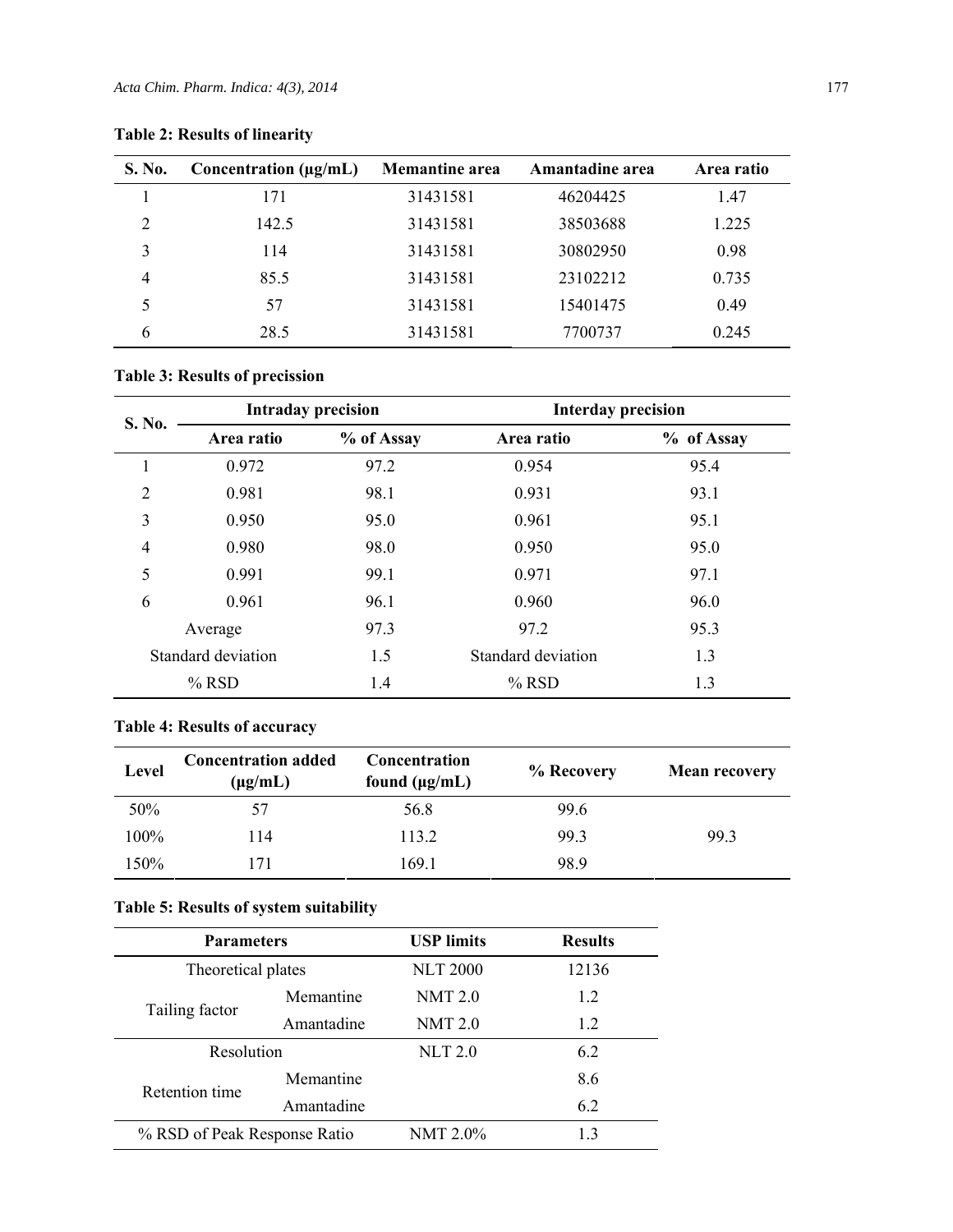**Table 2: Results of linearity**

| S. No. | Concentration (µg/mL) | Memantine area | Amantadine area | Area ratio |
|---|---|---|---|---|
| 1 | 171 | 31431581 | 46204425 | 1.47 |
| 2 | 142.5 | 31431581 | 38503688 | 1.225 |
| 3 | 114 | 31431581 | 30802950 | 0.98 |
| 4 | 85.5 | 31431581 | 23102212 | 0.735 |
| 5 | 57 | 31431581 | 15401475 | 0.49 |
| 6 | 28.5 | 31431581 | 7700737 | 0.245 |

**Table 3: Results of precission**

| S. No. | Intraday precision | | Interday precision | |
|---|---|---|---|---|
| | Area ratio | % of Assay | Area ratio | % of Assay |
| 1 | 0.972 | 97.2 | 0.954 | 95.4 |
| 2 | 0.981 | 98.1 | 0.931 | 93.1 |
| 3 | 0.950 | 95.0 | 0.961 | 95.1 |
| 4 | 0.980 | 98.0 | 0.950 | 95.0 |
| 5 | 0.991 | 99.1 | 0.971 | 97.1 |
| 6 | 0.961 | 96.1 | 0.960 | 96.0 |
| | Average | 97.3 | 97.2 | 95.3 |
| | Standard deviation | 1.5 | Standard deviation | 1.3 |
| | % RSD | 1.4 | % RSD | 1.3 |

**Table 4: Results of accuracy**

| Level | Concentration added (µg/mL) | Concentration found (µg/mL) | % Recovery | Mean recovery |
|---|---|---|---|---|
| 50% | 57 | 56.8 | 99.6 | |
| 100% | 114 | 113.2 | 99.3 | 99.3 |
| 150% | 171 | 169.1 | 98.9 | |

**Table 5: Results of system suitability**

| Parameters | | USP limits | Results |
|---|---|---|---|
| Theoretical plates | | NLT 2000 | 12136 |
| Tailing factor | Memantine | NMT 2.0 | 1.2 |
| | Amantadine | NMT 2.0 | 1.2 |
| Resolution | | NLT 2.0 | 6.2 |
| Retention time | Memantine | | 8.6 |
| | Amantadine | | 6.2 |
| % RSD of Peak Response Ratio | | NMT 2.0% | 1.3 |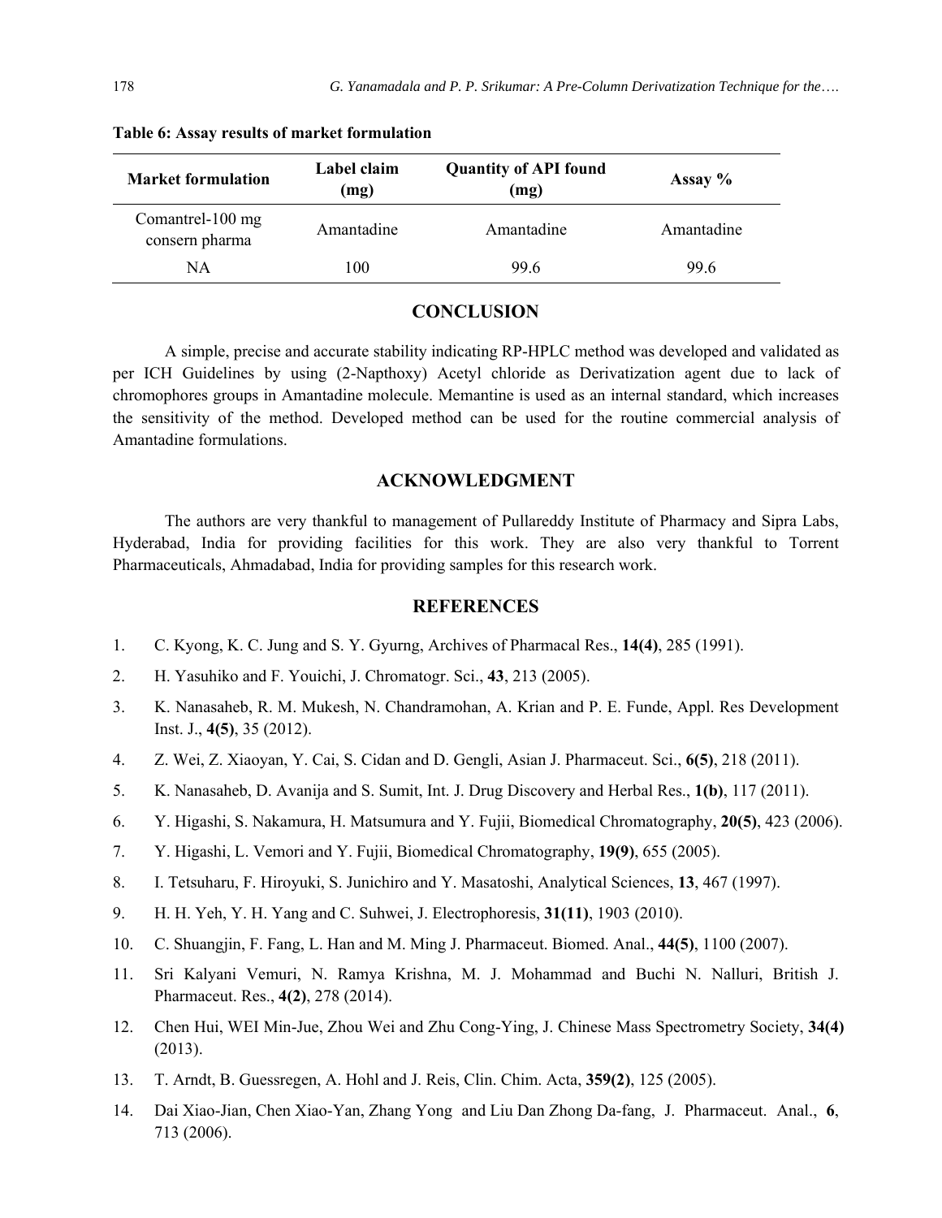**Table 6: Assay results of market formulation**

| Market formulation | Label claim (mg) | Quantity of API found (mg) | Assay % |
|---|---|---|---|
| Comantrel-100 mg consern pharma | Amantadine | Amantadine | Amantadine |
| NA | 100 | 99.6 | 99.6 |

## CONCLUSION

A simple, precise and accurate stability indicating RP-HPLC method was developed and validated as per ICH Guidelines by using (2-Napthoxy) Acetyl chloride as Derivatization agent due to lack of chromophores groups in Amantadine molecule. Memantine is used as an internal standard, which increases the sensitivity of the method. Developed method can be used for the routine commercial analysis of Amantadine formulations.

## ACKNOWLEDGMENT

The authors are very thankful to management of Pullareddy Institute of Pharmacy and Sipra Labs, Hyderabad, India for providing facilities for this work. They are also very thankful to Torrent Pharmaceuticals, Ahmadabad, India for providing samples for this research work.

## REFERENCES

1. C. Kyong, K. C. Jung and S. Y. Gyurng, Archives of Pharmacal Res., **14(4)**, 285 (1991).
2. H. Yasuhiko and F. Youichi, J. Chromatogr. Sci., **43**, 213 (2005).
3. K. Nanasaheb, R. M. Mukesh, N. Chandramohan, A. Krian and P. E. Funde, Appl. Res Development Inst. J., **4(5)**, 35 (2012).
4. Z. Wei, Z. Xiaoyan, Y. Cai, S. Cidan and D. Gengli, Asian J. Pharmaceut. Sci., **6(5)**, 218 (2011).
5. K. Nanasaheb, D. Avanija and S. Sumit, Int. J. Drug Discovery and Herbal Res., **1(b)**, 117 (2011).
6. Y. Higashi, S. Nakamura, H. Matsumura and Y. Fujii, Biomedical Chromatography, **20(5)**, 423 (2006).
7. Y. Higashi, L. Vemori and Y. Fujii, Biomedical Chromatography, **19(9)**, 655 (2005).
8. I. Tetsuharu, F. Hiroyuki, S. Junichiro and Y. Masatoshi, Analytical Sciences, **13**, 467 (1997).
9. H. H. Yeh, Y. H. Yang and C. Suhwei, J. Electrophoresis, **31(11)**, 1903 (2010).
10. C. Shuangjin, F. Fang, L. Han and M. Ming J. Pharmaceut. Biomed. Anal., **44(5)**, 1100 (2007).
11. Sri Kalyani Vemuri, N. Ramya Krishna, M. J. Mohammad and Buchi N. Nalluri, British J. Pharmaceut. Res., **4(2)**, 278 (2014).
12. Chen Hui, WEI Min-Jue, Zhou Wei and Zhu Cong-Ying, J. Chinese Mass Spectrometry Society, **34(4)** (2013).
13. T. Arndt, B. Guessregen, A. Hohl and J. Reis, Clin. Chim. Acta, **359(2)**, 125 (2005).
14. Dai Xiao-Jian, Chen Xiao-Yan, Zhang Yong and Liu Dan Zhong Da-fang, J. Pharmaceut. Anal., **6**, 713 (2006).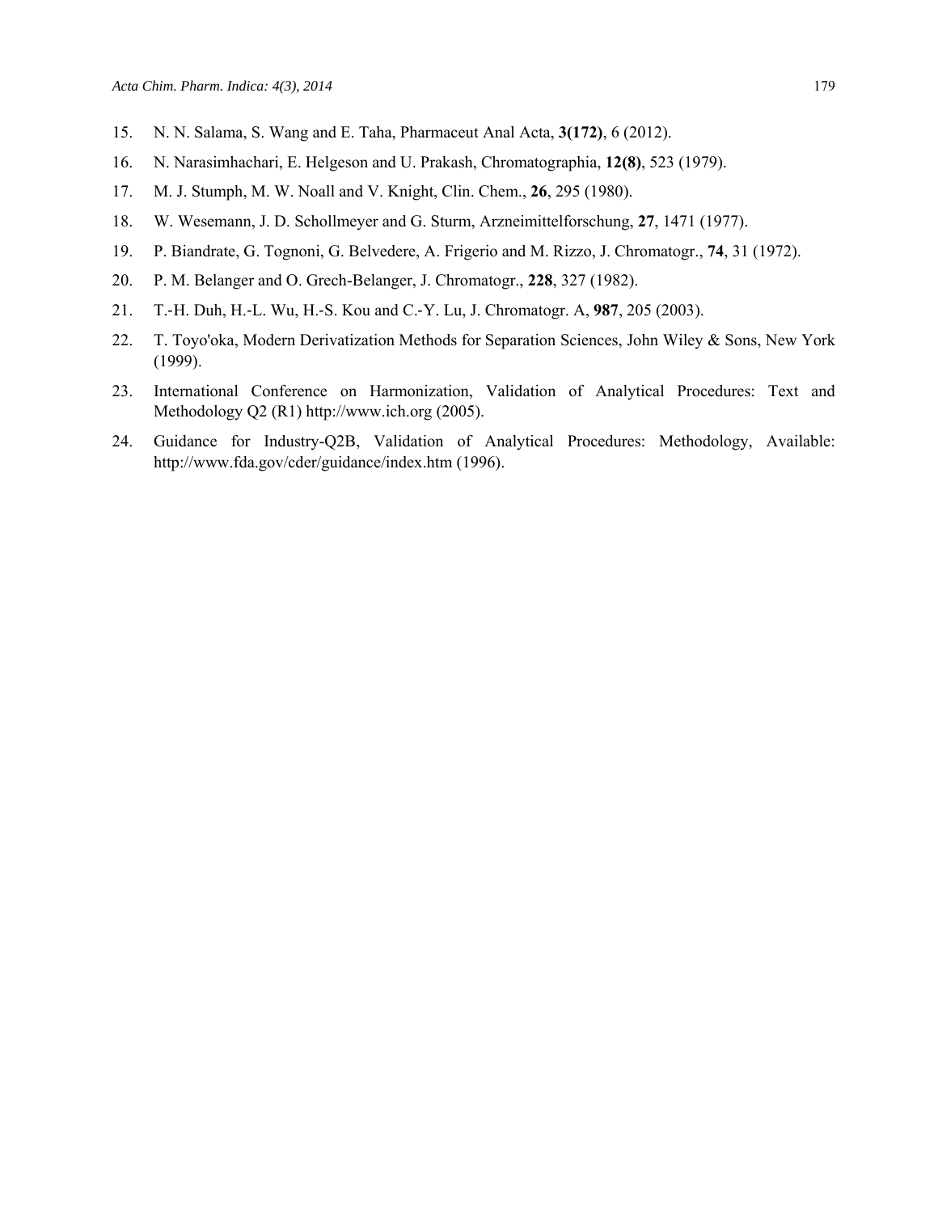15. N. N. Salama, S. Wang and E. Taha, Pharmaceut Anal Acta, **3(172)**, 6 (2012).
16. N. Narasimhachari, E. Helgeson and U. Prakash, Chromatographia, **12(8)**, 523 (1979).
17. M. J. Stumph, M. W. Noall and V. Knight, Clin. Chem., **26**, 295 (1980).
18. W. Wesemann, J. D. Schollmeyer and G. Sturm, Arzneimittelforschung, **27**, 1471 (1977).
19. P. Biandrate, G. Tognoni, G. Belvedere, A. Frigerio and M. Rizzo, J. Chromatogr., **74**, 31 (1972).
20. P. M. Belanger and O. Grech-Belanger, J. Chromatogr., **228**, 327 (1982).
21. T.-H. Duh, H.-L. Wu, H.-S. Kou and C.-Y. Lu, J. Chromatogr. A, **987**, 205 (2003).
22. T. Toyo'oka, Modern Derivatization Methods for Separation Sciences, John Wiley & Sons, New York (1999).
23. International Conference on Harmonization, Validation of Analytical Procedures: Text and Methodology Q2 (R1) http://www.ich.org (2005).
24. Guidance for Industry-Q2B, Validation of Analytical Procedures: Methodology, Available: http://www.fda.gov/cder/guidance/index.htm (1996).